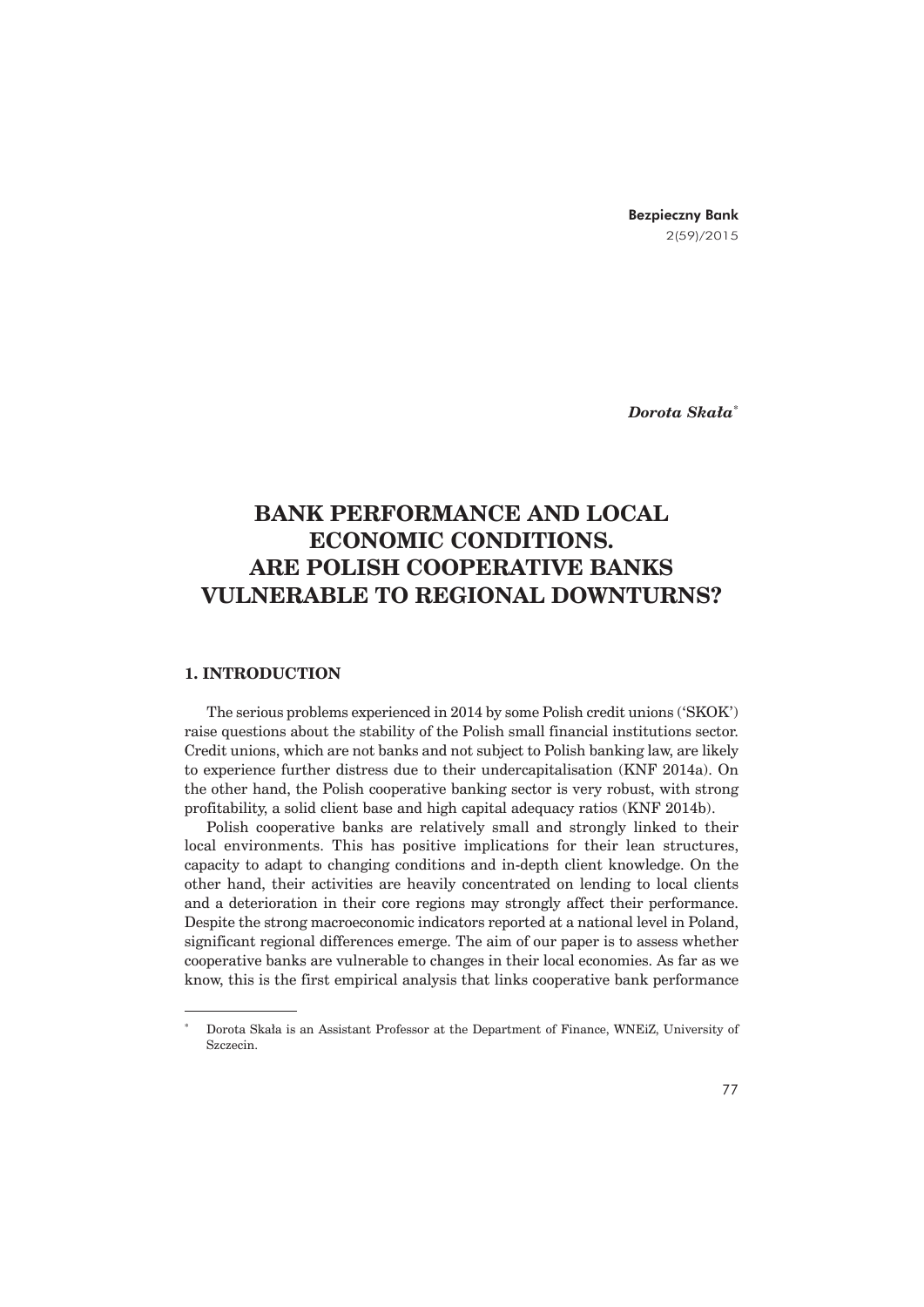*Dorota Skała*[*]

# BANK PERFORMANCE AND LOCAL ECONOMIC CONDITIONS. ARE POLISH COOPERATIVE BANKS VULNERABLE TO REGIONAL DOWNTURNS?

## 1. INTRODUCTION

The serious problems experienced in 2014 by some Polish credit unions ('SKOK') raise questions about the stability of the Polish small financial institutions sector. Credit unions, which are not banks and not subject to Polish banking law, are likely to experience further distress due to their undercapitalisation (KNF 2014a). On the other hand, the Polish cooperative banking sector is very robust, with strong profitability, a solid client base and high capital adequacy ratios (KNF 2014b).

Polish cooperative banks are relatively small and strongly linked to their local environments. This has positive implications for their lean structures, capacity to adapt to changing conditions and in-depth client knowledge. On the other hand, their activities are heavily concentrated on lending to local clients and a deterioration in their core regions may strongly affect their performance. Despite the strong macroeconomic indicators reported at a national level in Poland, significant regional differences emerge. The aim of our paper is to assess whether cooperative banks are vulnerable to changes in their local economies. As far as we know, this is the first empirical analysis that links cooperative bank performance

---

[*] Dorota Skała is an Assistant Professor at the Department of Finance, WNEiZ, University of Szczecin.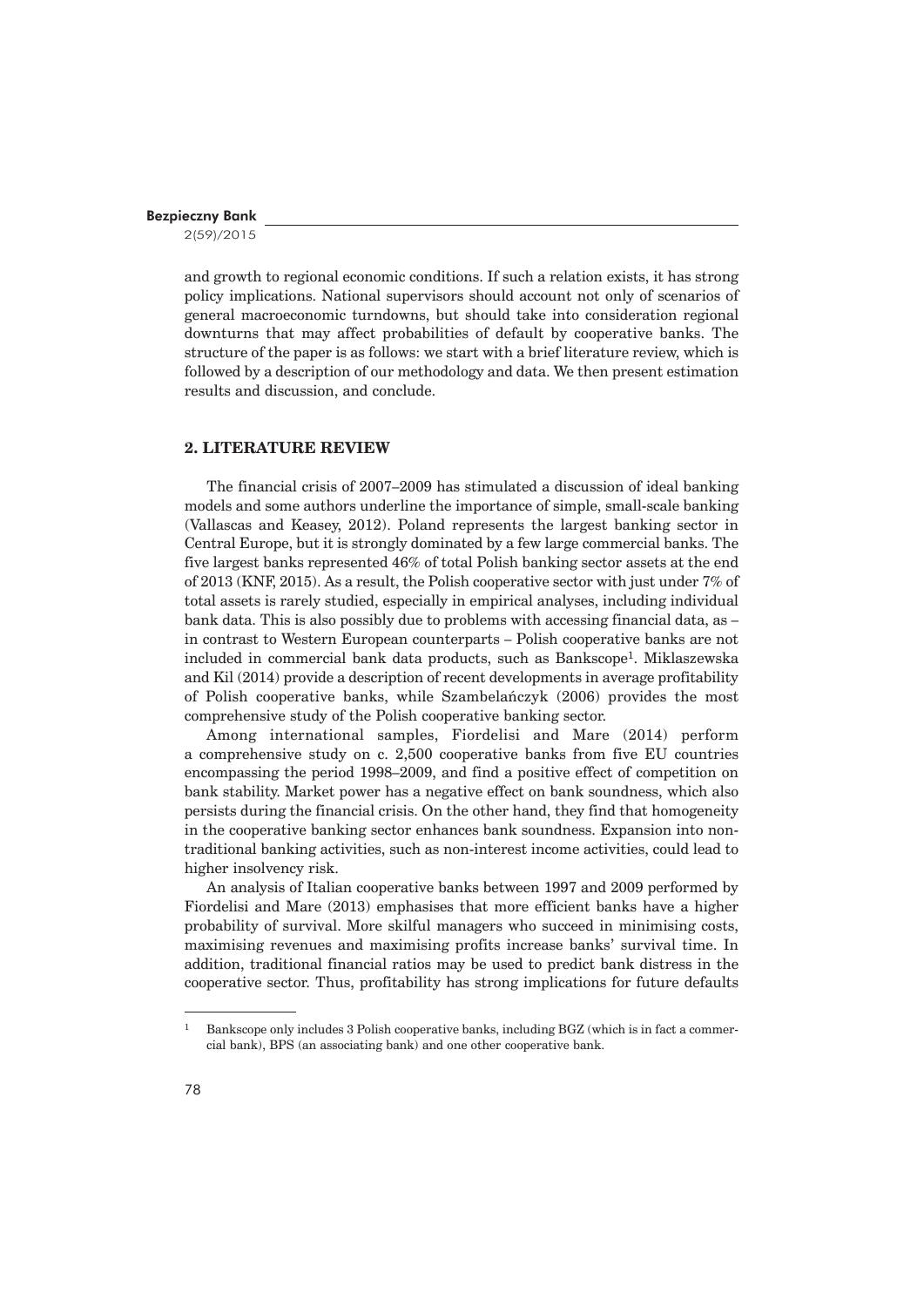and growth to regional economic conditions. If such a relation exists, it has strong policy implications. National supervisors should account not only of scenarios of general macroeconomic turndowns, but should take into consideration regional downturns that may affect probabilities of default by cooperative banks. The structure of the paper is as follows: we start with a brief literature review, which is followed by a description of our methodology and data. We then present estimation results and discussion, and conclude.

## 2. LITERATURE REVIEW

The financial crisis of 2007–2009 has stimulated a discussion of ideal banking models and some authors underline the importance of simple, small-scale banking (Vallascas and Keasey, 2012). Poland represents the largest banking sector in Central Europe, but it is strongly dominated by a few large commercial banks. The five largest banks represented 46% of total Polish banking sector assets at the end of 2013 (KNF, 2015). As a result, the Polish cooperative sector with just under 7% of total assets is rarely studied, especially in empirical analyses, including individual bank data. This is also possibly due to problems with accessing financial data, as – in contrast to Western European counterparts – Polish cooperative banks are not included in commercial bank data products, such as Bankscope[1]. Miklaszewska and Kil (2014) provide a description of recent developments in average profitability of Polish cooperative banks, while Szambelańczyk (2006) provides the most comprehensive study of the Polish cooperative banking sector.

Among international samples, Fiordelisi and Mare (2014) perform a comprehensive study on c. 2,500 cooperative banks from five EU countries encompassing the period 1998–2009, and find a positive effect of competition on bank stability. Market power has a negative effect on bank soundness, which also persists during the financial crisis. On the other hand, they find that homogeneity in the cooperative banking sector enhances bank soundness. Expansion into non-traditional banking activities, such as non-interest income activities, could lead to higher insolvency risk.

An analysis of Italian cooperative banks between 1997 and 2009 performed by Fiordelisi and Mare (2013) emphasises that more efficient banks have a higher probability of survival. More skilful managers who succeed in minimising costs, maximising revenues and maximising profits increase banks' survival time. In addition, traditional financial ratios may be used to predict bank distress in the cooperative sector. Thus, profitability has strong implications for future defaults

---

[1] Bankscope only includes 3 Polish cooperative banks, including BGZ (which is in fact a commercial bank), BPS (an associating bank) and one other cooperative bank.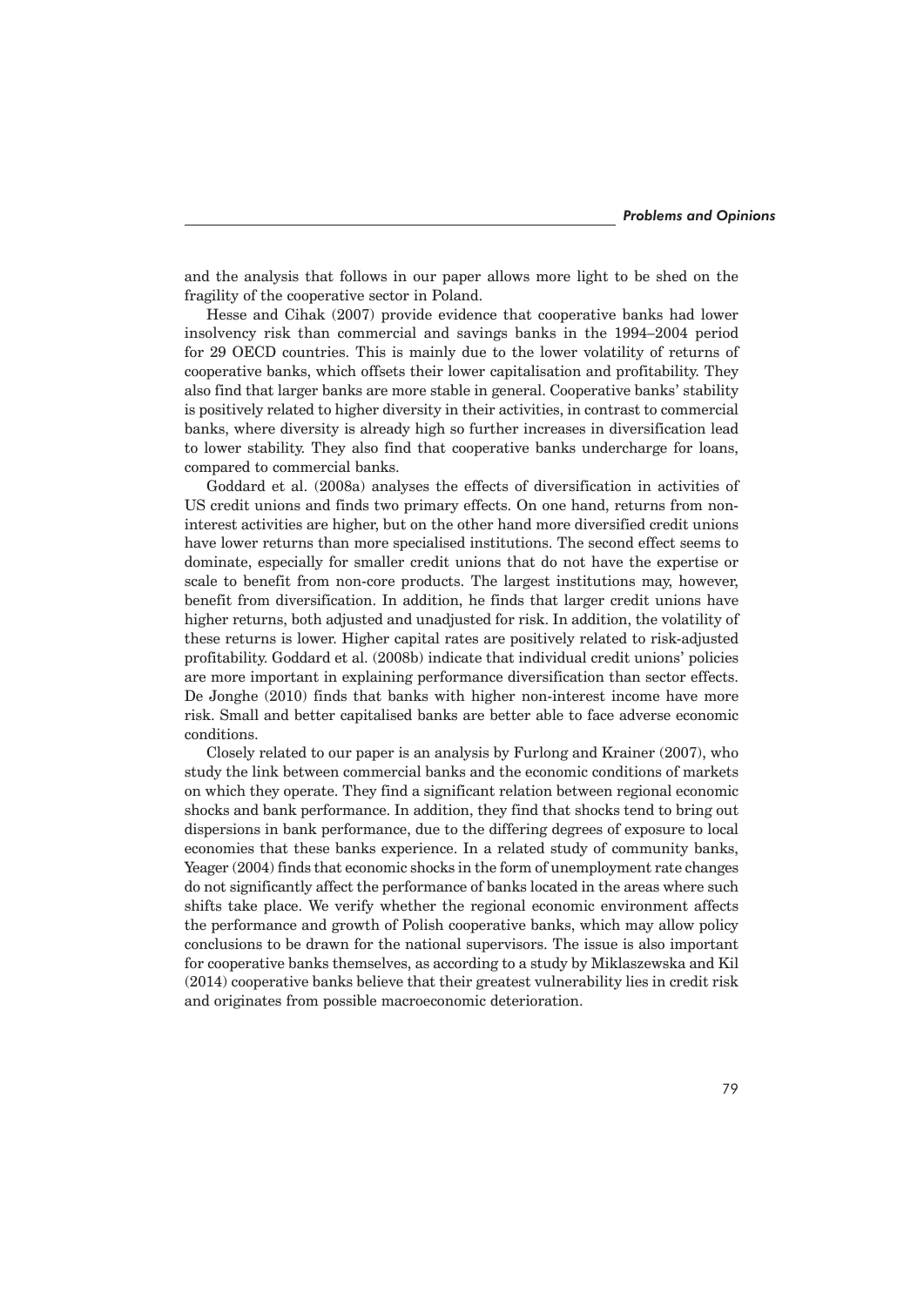and the analysis that follows in our paper allows more light to be shed on the fragility of the cooperative sector in Poland.

Hesse and Cihak (2007) provide evidence that cooperative banks had lower insolvency risk than commercial and savings banks in the 1994–2004 period for 29 OECD countries. This is mainly due to the lower volatility of returns of cooperative banks, which offsets their lower capitalisation and profitability. They also find that larger banks are more stable in general. Cooperative banks' stability is positively related to higher diversity in their activities, in contrast to commercial banks, where diversity is already high so further increases in diversification lead to lower stability. They also find that cooperative banks undercharge for loans, compared to commercial banks.

Goddard et al. (2008a) analyses the effects of diversification in activities of US credit unions and finds two primary effects. On one hand, returns from non-interest activities are higher, but on the other hand more diversified credit unions have lower returns than more specialised institutions. The second effect seems to dominate, especially for smaller credit unions that do not have the expertise or scale to benefit from non-core products. The largest institutions may, however, benefit from diversification. In addition, he finds that larger credit unions have higher returns, both adjusted and unadjusted for risk. In addition, the volatility of these returns is lower. Higher capital rates are positively related to risk-adjusted profitability. Goddard et al. (2008b) indicate that individual credit unions' policies are more important in explaining performance diversification than sector effects. De Jonghe (2010) finds that banks with higher non-interest income have more risk. Small and better capitalised banks are better able to face adverse economic conditions.

Closely related to our paper is an analysis by Furlong and Krainer (2007), who study the link between commercial banks and the economic conditions of markets on which they operate. They find a significant relation between regional economic shocks and bank performance. In addition, they find that shocks tend to bring out dispersions in bank performance, due to the differing degrees of exposure to local economies that these banks experience. In a related study of community banks, Yeager (2004) finds that economic shocks in the form of unemployment rate changes do not significantly affect the performance of banks located in the areas where such shifts take place. We verify whether the regional economic environment affects the performance and growth of Polish cooperative banks, which may allow policy conclusions to be drawn for the national supervisors. The issue is also important for cooperative banks themselves, as according to a study by Miklaszewska and Kil (2014) cooperative banks believe that their greatest vulnerability lies in credit risk and originates from possible macroeconomic deterioration.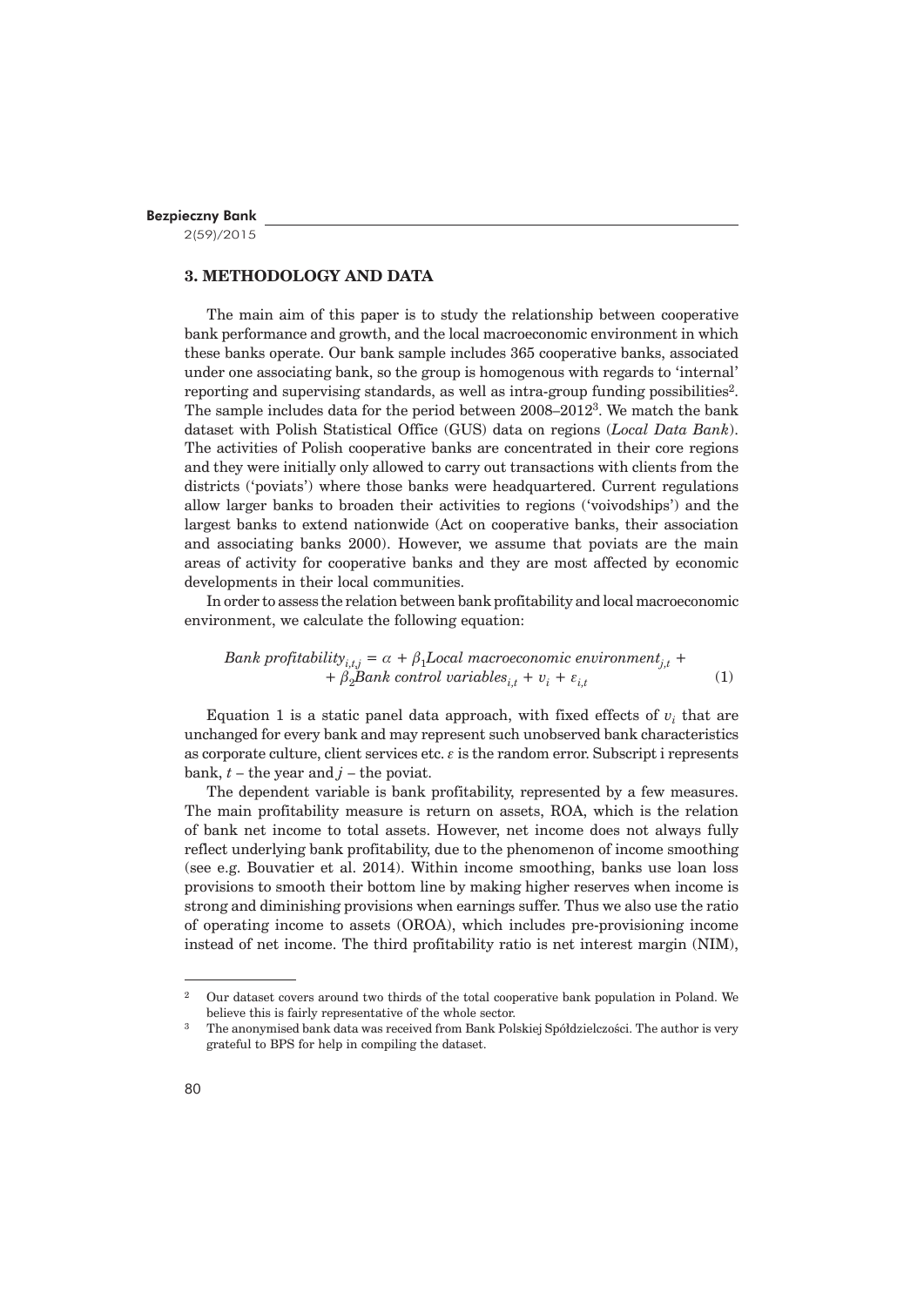## 3. METHODOLOGY AND DATA

The main aim of this paper is to study the relationship between cooperative bank performance and growth, and the local macroeconomic environment in which these banks operate. Our bank sample includes 365 cooperative banks, associated under one associating bank, so the group is homogenous with regards to 'internal' reporting and supervising standards, as well as intra-group funding possibilities[2]. The sample includes data for the period between 2008–2012[3]. We match the bank dataset with Polish Statistical Office (GUS) data on regions (*Local Data Bank*). The activities of Polish cooperative banks are concentrated in their core regions and they were initially only allowed to carry out transactions with clients from the districts ('poviats') where those banks were headquartered. Current regulations allow larger banks to broaden their activities to regions ('voivodships') and the largest banks to extend nationwide (Act on cooperative banks, their association and associating banks 2000). However, we assume that poviats are the main areas of activity for cooperative banks and they are most affected by economic developments in their local communities.

In order to assess the relation between bank profitability and local macroeconomic environment, we calculate the following equation:

$$\textit{Bank profitability}_{i,t,j} = \alpha + \beta_1 \textit{Local macroeconomic environment}_{j,t} + \beta_2 \textit{Bank control variables}_{i,t} + v_i + \varepsilon_{i,t} \quad (1)$$

Equation 1 is a static panel data approach, with fixed effects of $v_i$ that are unchanged for every bank and may represent such unobserved bank characteristics as corporate culture, client services etc. $\varepsilon$ is the random error. Subscript i represents bank, $t$ – the year and $j$ – the poviat.

The dependent variable is bank profitability, represented by a few measures. The main profitability measure is return on assets, ROA, which is the relation of bank net income to total assets. However, net income does not always fully reflect underlying bank profitability, due to the phenomenon of income smoothing (see e.g. Bouvatier et al. 2014). Within income smoothing, banks use loan loss provisions to smooth their bottom line by making higher reserves when income is strong and diminishing provisions when earnings suffer. Thus we also use the ratio of operating income to assets (OROA), which includes pre-provisioning income instead of net income. The third profitability ratio is net interest margin (NIM),

[2] Our dataset covers around two thirds of the total cooperative bank population in Poland. We believe this is fairly representative of the whole sector.

[3] The anonymised bank data was received from Bank Polskiej Spółdzielczości. The author is very grateful to BPS for help in compiling the dataset.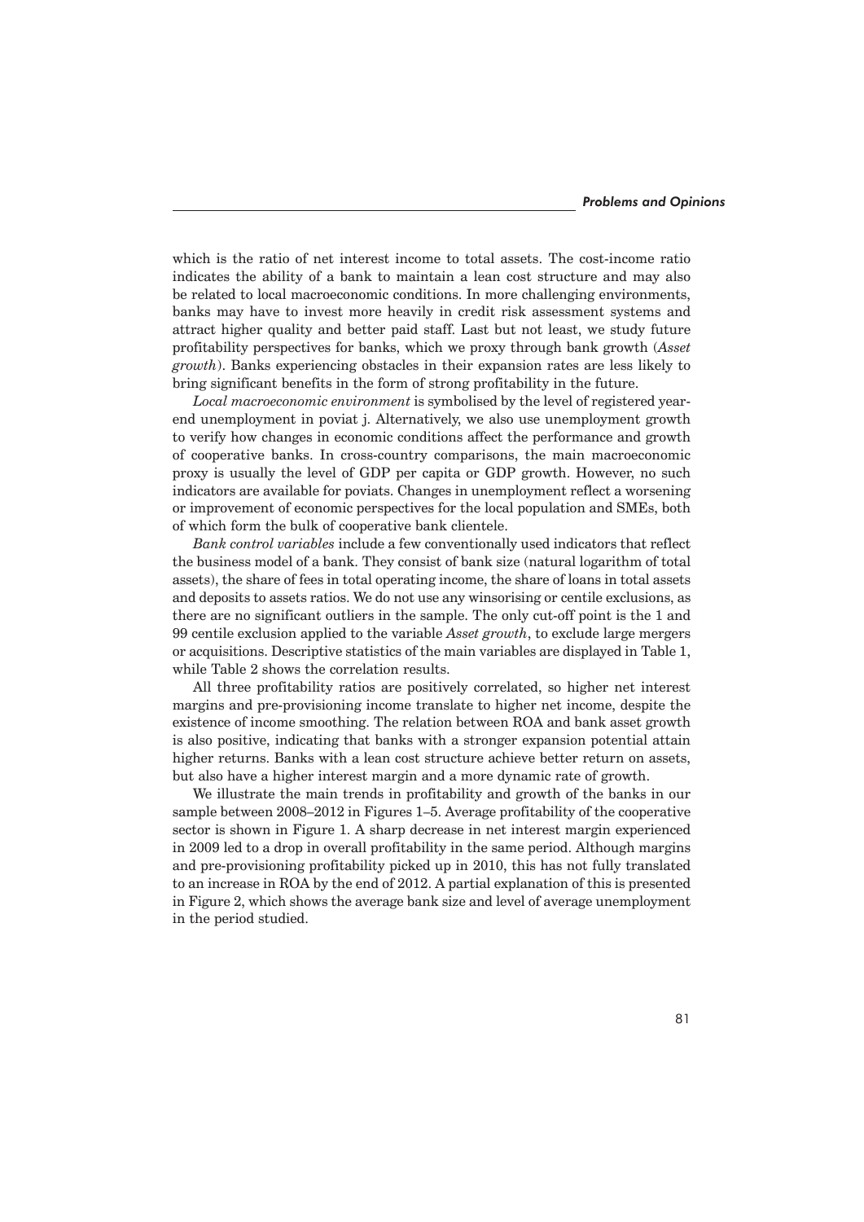which is the ratio of net interest income to total assets. The cost-income ratio indicates the ability of a bank to maintain a lean cost structure and may also be related to local macroeconomic conditions. In more challenging environments, banks may have to invest more heavily in credit risk assessment systems and attract higher quality and better paid staff. Last but not least, we study future profitability perspectives for banks, which we proxy through bank growth (*Asset growth*). Banks experiencing obstacles in their expansion rates are less likely to bring significant benefits in the form of strong profitability in the future.

*Local macroeconomic environment* is symbolised by the level of registered year-end unemployment in poviat j. Alternatively, we also use unemployment growth to verify how changes in economic conditions affect the performance and growth of cooperative banks. In cross-country comparisons, the main macroeconomic proxy is usually the level of GDP per capita or GDP growth. However, no such indicators are available for poviats. Changes in unemployment reflect a worsening or improvement of economic perspectives for the local population and SMEs, both of which form the bulk of cooperative bank clientele.

*Bank control variables* include a few conventionally used indicators that reflect the business model of a bank. They consist of bank size (natural logarithm of total assets), the share of fees in total operating income, the share of loans in total assets and deposits to assets ratios. We do not use any winsorising or centile exclusions, as there are no significant outliers in the sample. The only cut-off point is the 1 and 99 centile exclusion applied to the variable *Asset growth*, to exclude large mergers or acquisitions. Descriptive statistics of the main variables are displayed in Table 1, while Table 2 shows the correlation results.

All three profitability ratios are positively correlated, so higher net interest margins and pre-provisioning income translate to higher net income, despite the existence of income smoothing. The relation between ROA and bank asset growth is also positive, indicating that banks with a stronger expansion potential attain higher returns. Banks with a lean cost structure achieve better return on assets, but also have a higher interest margin and a more dynamic rate of growth.

We illustrate the main trends in profitability and growth of the banks in our sample between 2008–2012 in Figures 1–5. Average profitability of the cooperative sector is shown in Figure 1. A sharp decrease in net interest margin experienced in 2009 led to a drop in overall profitability in the same period. Although margins and pre-provisioning profitability picked up in 2010, this has not fully translated to an increase in ROA by the end of 2012. A partial explanation of this is presented in Figure 2, which shows the average bank size and level of average unemployment in the period studied.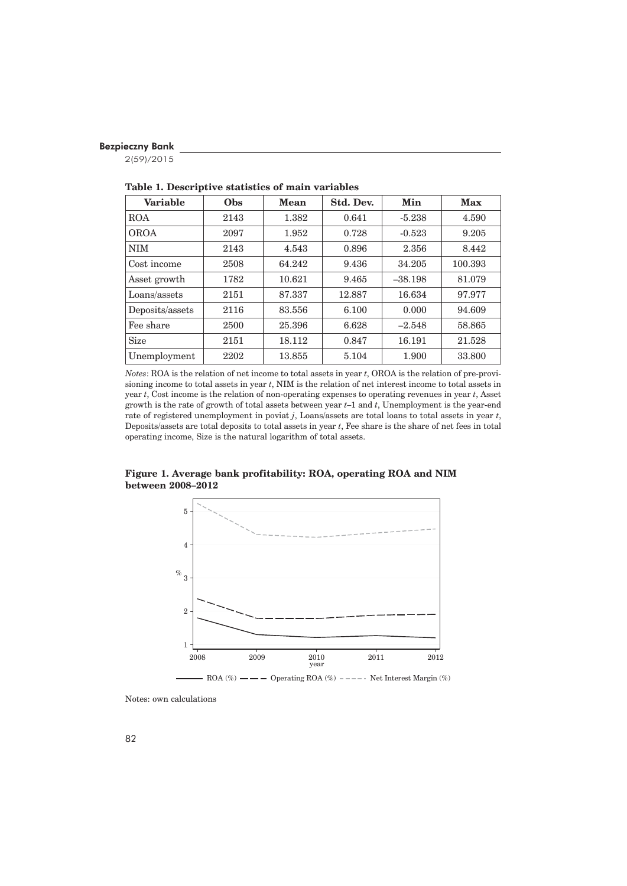**Table 1. Descriptive statistics of main variables**

| Variable | Obs | Mean | Std. Dev. | Min | Max |
|---|---|---|---|---|---|
| ROA | 2143 | 1.382 | 0.641 | -5.238 | 4.590 |
| OROA | 2097 | 1.952 | 0.728 | -0.523 | 9.205 |
| NIM | 2143 | 4.543 | 0.896 | 2.356 | 8.442 |
| Cost income | 2508 | 64.242 | 9.436 | 34.205 | 100.393 |
| Asset growth | 1782 | 10.621 | 9.465 | –38.198 | 81.079 |
| Loans/assets | 2151 | 87.337 | 12.887 | 16.634 | 97.977 |
| Deposits/assets | 2116 | 83.556 | 6.100 | 0.000 | 94.609 |
| Fee share | 2500 | 25.396 | 6.628 | –2.548 | 58.865 |
| Size | 2151 | 18.112 | 0.847 | 16.191 | 21.528 |
| Unemployment | 2202 | 13.855 | 5.104 | 1.900 | 33.800 |

*Notes*: ROA is the relation of net income to total assets in year $t$, OROA is the relation of pre-provisioning income to total assets in year $t$, NIM is the relation of net interest income to total assets in year $t$, Cost income is the relation of non-operating expenses to operating revenues in year $t$, Asset growth is the rate of growth of total assets between year $t$–1 and $t$, Unemployment is the year-end rate of registered unemployment in poviat $j$, Loans/assets are total loans to total assets in year $t$, Deposits/assets are total deposits to total assets in year $t$, Fee share is the share of net fees in total operating income, Size is the natural logarithm of total assets.

**Figure 1. Average bank profitability: ROA, operating ROA and NIM between 2008–2012**

Notes: own calculations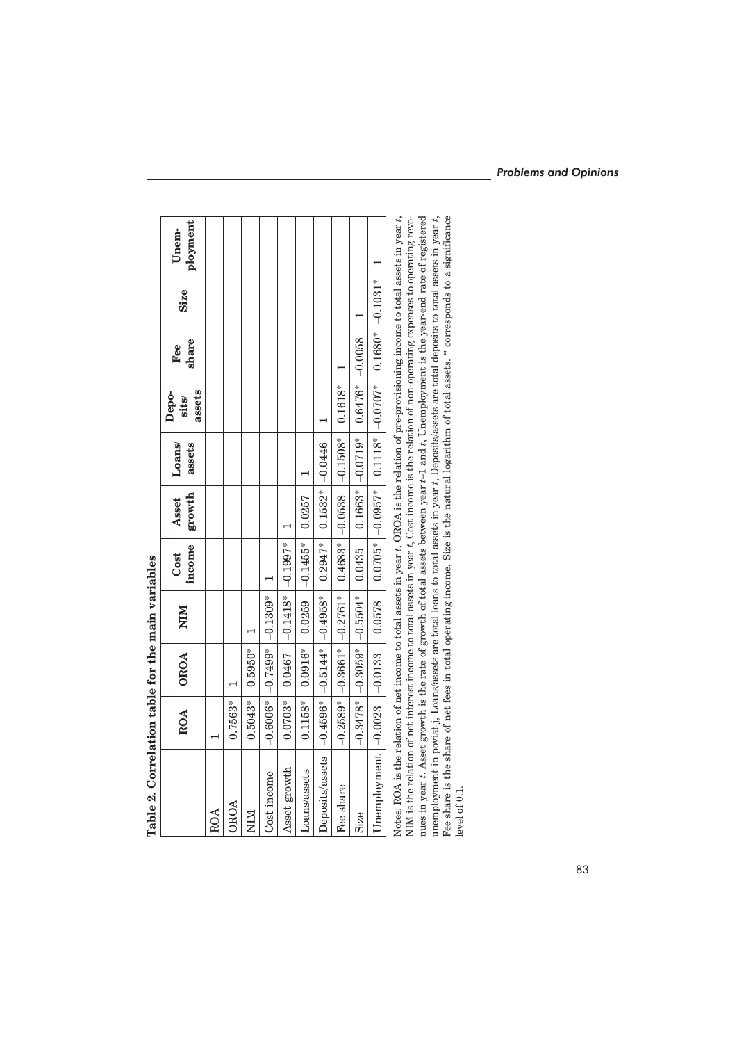**Table 2. Correlation table for the main variables**

| | ROA | OROA | NIM | Cost income | Asset growth | Loans/ assets | Deposits/ assets | Fee share | Size | Unemployment |
|---|---|---|---|---|---|---|---|---|---|---|
| ROA | 1 | | | | | | | | | |
| OROA | 0.7563* | 1 | | | | | | | | |
| NIM | 0.5043* | 0.5950* | 1 | | | | | | | |
| Cost income | −0.6006* | −0.7499* | −0.1309* | 1 | | | | | | |
| Asset growth | 0.0703* | 0.0467 | −0.1418* | −0.1997* | 1 | | | | | |
| Loans/assets | 0.1158* | 0.0916* | 0.0259 | −0.1455* | 0.0257 | 1 | | | | |
| Deposits/assets | −0.4596* | −0.5144* | −0.4958* | 0.2947* | 0.1532* | −0.0446 | 1 | | | |
| Fee share | −0.2589* | −0.3661* | −0.2761* | 0.4683* | −0.0538 | −0.1508* | 0.1618* | 1 | | |
| Size | −0.3478* | −0.3059* | −0.5504* | 0.0435 | 0.1663* | −0.0719* | 0.6476* | −0.0058 | 1 | |
| Unemployment | −0.0023 | −0.0133 | 0.0578 | 0.0705* | −0.0957* | 0.1118* | −0.0707* | 0.1680* | −0.1031* | 1 |

Notes: ROA is the relation of net income to total assets in year $t$, OROA is the relation of pre-provisioning income to total assets in year $t$, NIM is the relation of net interest income to total assets in year $t$, Cost income is the relation of non-operating expenses to operating revenues in year $t$, Asset growth is the rate of growth of total assets between year $t$–1 and $t$, Unemployment is the year-end rate of registered unemployment in poviat j, Loans/assets are total loans to total assets in year $t$, Deposits/assets are total deposits to total assets in year $t$, Fee share is the share of net fees in total operating income, Size is the natural logarithm of total assets. * corresponds to a significance level of 0.1.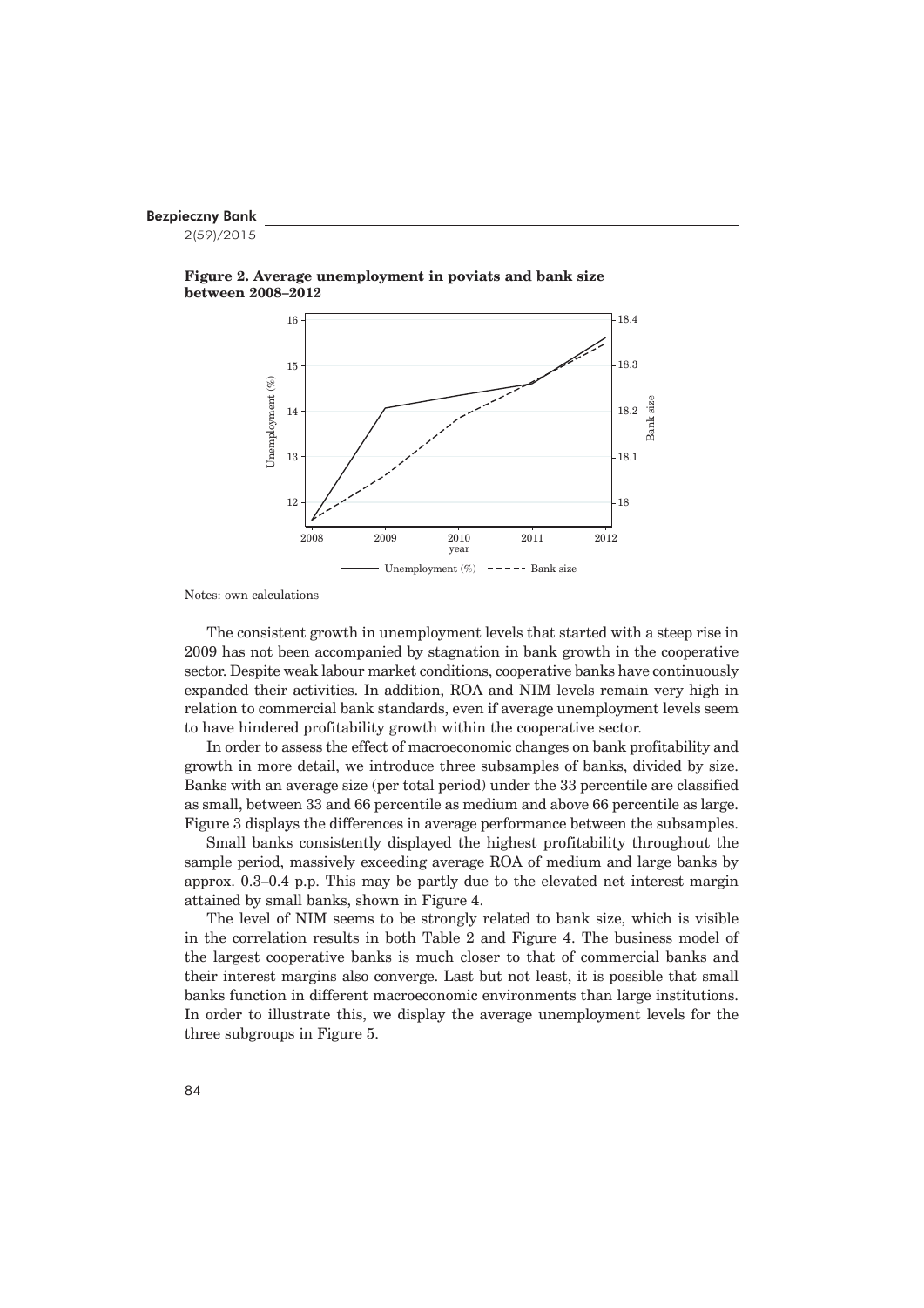**Figure 2. Average unemployment in poviats and bank size between 2008–2012**

Notes: own calculations

The consistent growth in unemployment levels that started with a steep rise in 2009 has not been accompanied by stagnation in bank growth in the cooperative sector. Despite weak labour market conditions, cooperative banks have continuously expanded their activities. In addition, ROA and NIM levels remain very high in relation to commercial bank standards, even if average unemployment levels seem to have hindered profitability growth within the cooperative sector.

In order to assess the effect of macroeconomic changes on bank profitability and growth in more detail, we introduce three subsamples of banks, divided by size. Banks with an average size (per total period) under the 33 percentile are classified as small, between 33 and 66 percentile as medium and above 66 percentile as large. Figure 3 displays the differences in average performance between the subsamples.

Small banks consistently displayed the highest profitability throughout the sample period, massively exceeding average ROA of medium and large banks by approx. 0.3–0.4 p.p. This may be partly due to the elevated net interest margin attained by small banks, shown in Figure 4.

The level of NIM seems to be strongly related to bank size, which is visible in the correlation results in both Table 2 and Figure 4. The business model of the largest cooperative banks is much closer to that of commercial banks and their interest margins also converge. Last but not least, it is possible that small banks function in different macroeconomic environments than large institutions. In order to illustrate this, we display the average unemployment levels for the three subgroups in Figure 5.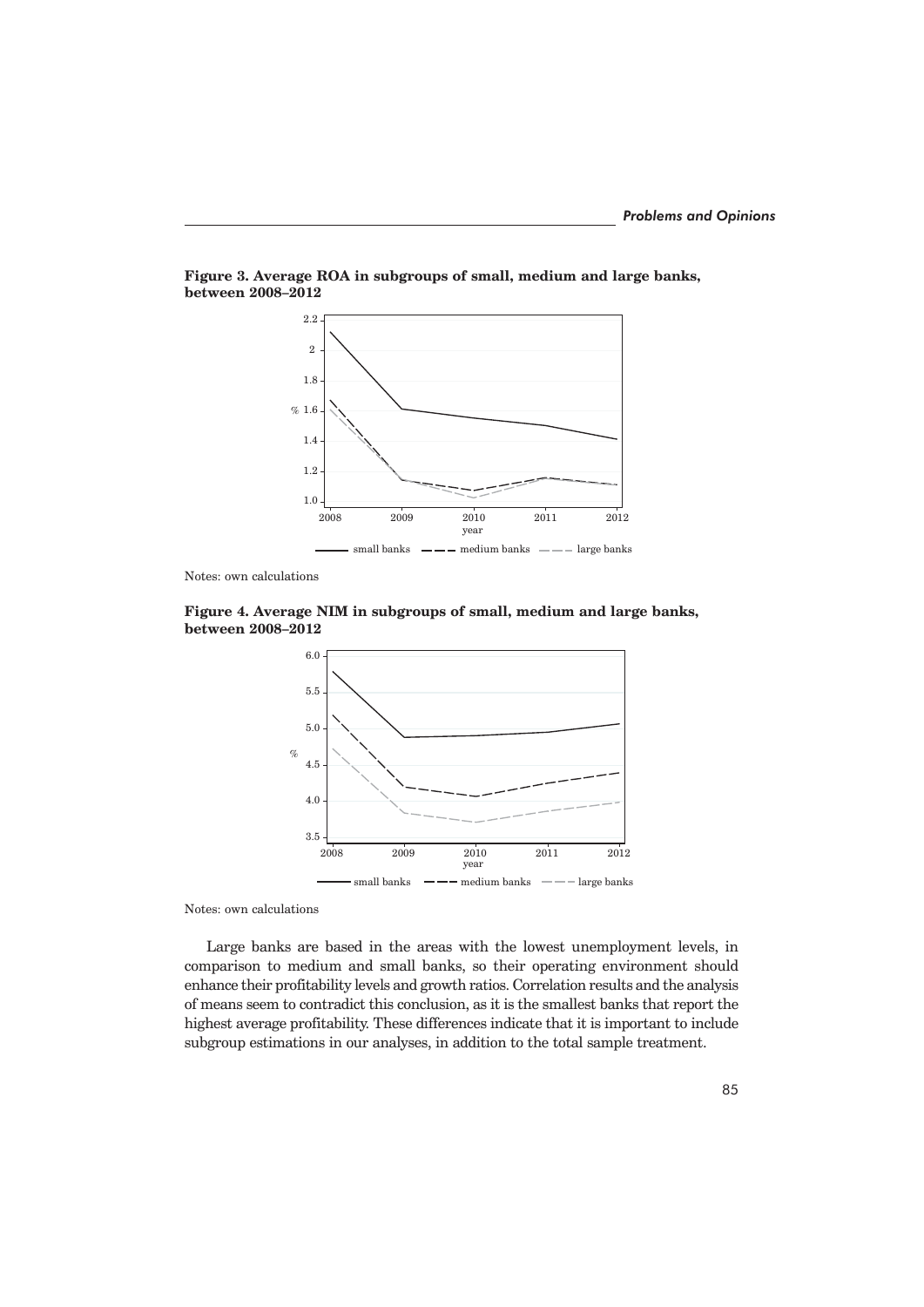**Figure 3. Average ROA in subgroups of small, medium and large banks, between 2008–2012**

Notes: own calculations

**Figure 4. Average NIM in subgroups of small, medium and large banks, between 2008–2012**

Notes: own calculations

Large banks are based in the areas with the lowest unemployment levels, in comparison to medium and small banks, so their operating environment should enhance their profitability levels and growth ratios. Correlation results and the analysis of means seem to contradict this conclusion, as it is the smallest banks that report the highest average profitability. These differences indicate that it is important to include subgroup estimations in our analyses, in addition to the total sample treatment.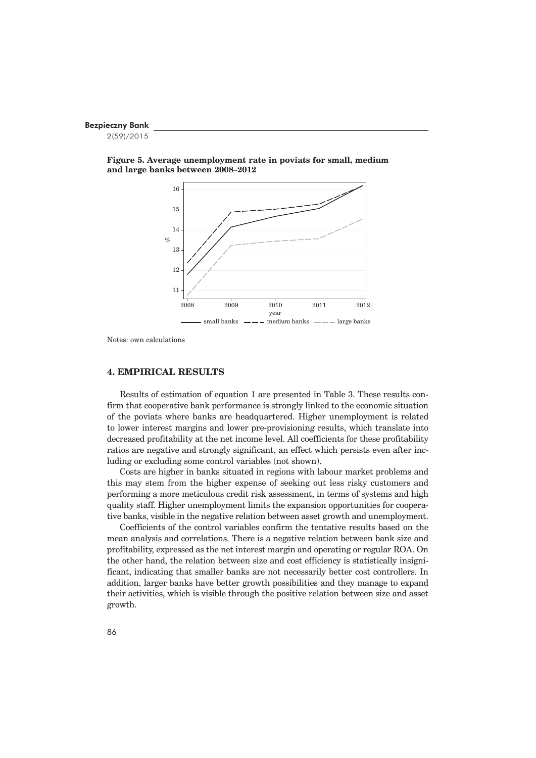**Figure 5. Average unemployment rate in poviats for small, medium and large banks between 2008–2012**

Notes: own calculations

## 4. EMPIRICAL RESULTS

Results of estimation of equation 1 are presented in Table 3. These results confirm that cooperative bank performance is strongly linked to the economic situation of the poviats where banks are headquartered. Higher unemployment is related to lower interest margins and lower pre-provisioning results, which translate into decreased profitability at the net income level. All coefficients for these profitability ratios are negative and strongly significant, an effect which persists even after including or excluding some control variables (not shown).

Costs are higher in banks situated in regions with labour market problems and this may stem from the higher expense of seeking out less risky customers and performing a more meticulous credit risk assessment, in terms of systems and high quality staff. Higher unemployment limits the expansion opportunities for cooperative banks, visible in the negative relation between asset growth and unemployment.

Coefficients of the control variables confirm the tentative results based on the mean analysis and correlations. There is a negative relation between bank size and profitability, expressed as the net interest margin and operating or regular ROA. On the other hand, the relation between size and cost efficiency is statistically insignificant, indicating that smaller banks are not necessarily better cost controllers. In addition, larger banks have better growth possibilities and they manage to expand their activities, which is visible through the positive relation between size and asset growth.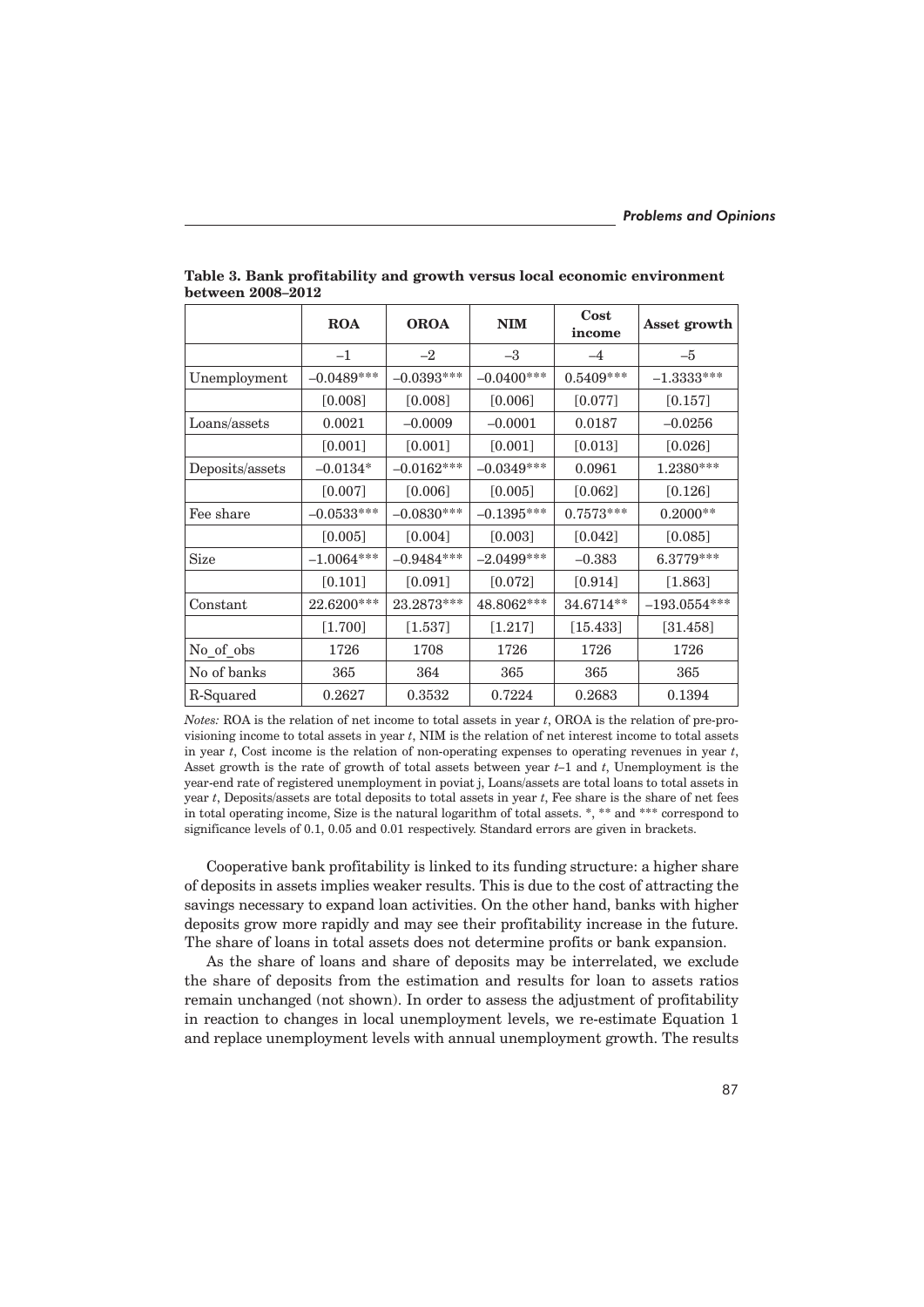**Table 3. Bank profitability and growth versus local economic environment between 2008–2012**

| | ROA | OROA | NIM | Cost income | Asset growth |
|---|---|---|---|---|---|
| | –1 | –2 | –3 | –4 | –5 |
| Unemployment | –0.0489*** | –0.0393*** | –0.0400*** | 0.5409*** | –1.3333*** |
| | [0.008] | [0.008] | [0.006] | [0.077] | [0.157] |
| Loans/assets | 0.0021 | –0.0009 | –0.0001 | 0.0187 | –0.0256 |
| | [0.001] | [0.001] | [0.001] | [0.013] | [0.026] |
| Deposits/assets | –0.0134* | –0.0162*** | –0.0349*** | 0.0961 | 1.2380*** |
| | [0.007] | [0.006] | [0.005] | [0.062] | [0.126] |
| Fee share | –0.0533*** | –0.0830*** | –0.1395*** | 0.7573*** | 0.2000** |
| | [0.005] | [0.004] | [0.003] | [0.042] | [0.085] |
| Size | –1.0064*** | –0.9484*** | –2.0499*** | –0.383 | 6.3779*** |
| | [0.101] | [0.091] | [0.072] | [0.914] | [1.863] |
| Constant | 22.6200*** | 23.2873*** | 48.8062*** | 34.6714** | –193.0554*** |
| | [1.700] | [1.537] | [1.217] | [15.433] | [31.458] |
| No_of_obs | 1726 | 1708 | 1726 | 1726 | 1726 |
| No of banks | 365 | 364 | 365 | 365 | 365 |
| R-Squared | 0.2627 | 0.3532 | 0.7224 | 0.2683 | 0.1394 |

*Notes:* ROA is the relation of net income to total assets in year $t$, OROA is the relation of pre-provisioning income to total assets in year $t$, NIM is the relation of net interest income to total assets in year $t$, Cost income is the relation of non-operating expenses to operating revenues in year $t$, Asset growth is the rate of growth of total assets between year $t$–1 and $t$, Unemployment is the year-end rate of registered unemployment in poviat j, Loans/assets are total loans to total assets in year $t$, Deposits/assets are total deposits to total assets in year $t$, Fee share is the share of net fees in total operating income, Size is the natural logarithm of total assets. *, ** and *** correspond to significance levels of 0.1, 0.05 and 0.01 respectively. Standard errors are given in brackets.

Cooperative bank profitability is linked to its funding structure: a higher share of deposits in assets implies weaker results. This is due to the cost of attracting the savings necessary to expand loan activities. On the other hand, banks with higher deposits grow more rapidly and may see their profitability increase in the future. The share of loans in total assets does not determine profits or bank expansion.

As the share of loans and share of deposits may be interrelated, we exclude the share of deposits from the estimation and results for loan to assets ratios remain unchanged (not shown). In order to assess the adjustment of profitability in reaction to changes in local unemployment levels, we re-estimate Equation 1 and replace unemployment levels with annual unemployment growth. The results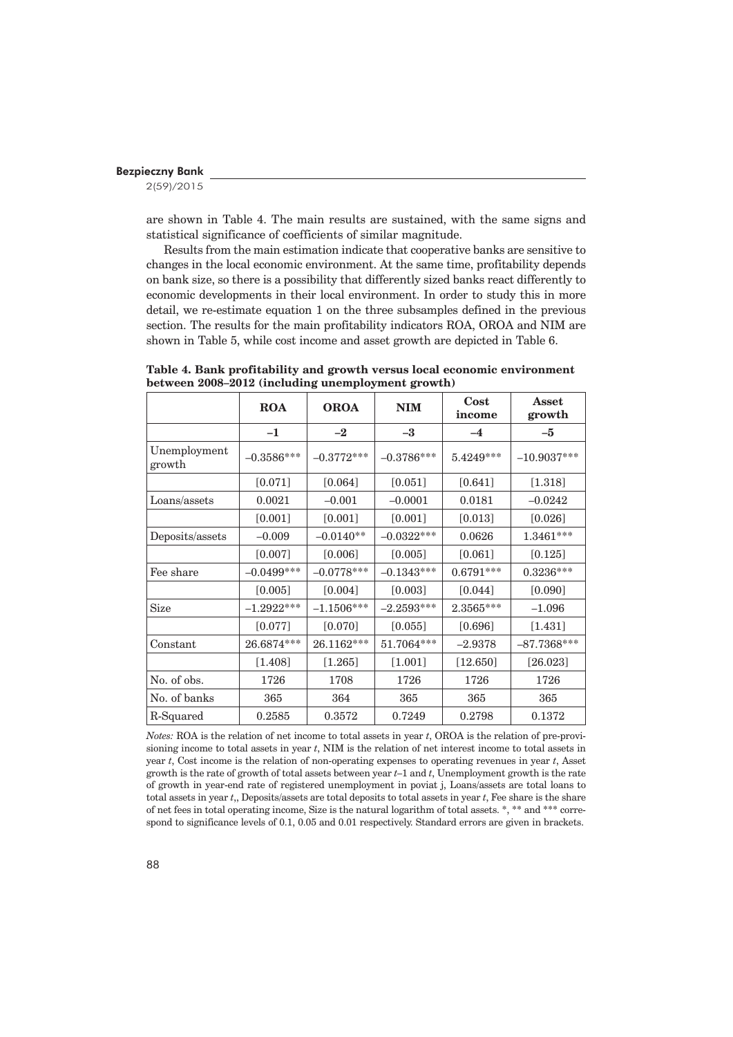are shown in Table 4. The main results are sustained, with the same signs and statistical significance of coefficients of similar magnitude.

Results from the main estimation indicate that cooperative banks are sensitive to changes in the local economic environment. At the same time, profitability depends on bank size, so there is a possibility that differently sized banks react differently to economic developments in their local environment. In order to study this in more detail, we re-estimate equation 1 on the three subsamples defined in the previous section. The results for the main profitability indicators ROA, OROA and NIM are shown in Table 5, while cost income and asset growth are depicted in Table 6.

**Table 4. Bank profitability and growth versus local economic environment between 2008–2012 (including unemployment growth)**

| | ROA | OROA | NIM | Cost income | Asset growth |
|---|---|---|---|---|---|
| | –1 | –2 | –3 | –4 | –5 |
| Unemployment growth | –0.3586*** | –0.3772*** | –0.3786*** | 5.4249*** | –10.9037*** |
| | [0.071] | [0.064] | [0.051] | [0.641] | [1.318] |
| Loans/assets | 0.0021 | –0.001 | –0.0001 | 0.0181 | –0.0242 |
| | [0.001] | [0.001] | [0.001] | [0.013] | [0.026] |
| Deposits/assets | –0.009 | –0.0140** | –0.0322*** | 0.0626 | 1.3461*** |
| | [0.007] | [0.006] | [0.005] | [0.061] | [0.125] |
| Fee share | –0.0499*** | –0.0778*** | –0.1343*** | 0.6791*** | 0.3236*** |
| | [0.005] | [0.004] | [0.003] | [0.044] | [0.090] |
| Size | –1.2922*** | –1.1506*** | –2.2593*** | 2.3565*** | –1.096 |
| | [0.077] | [0.070] | [0.055] | [0.696] | [1.431] |
| Constant | 26.6874*** | 26.1162*** | 51.7064*** | –2.9378 | –87.7368*** |
| | [1.408] | [1.265] | [1.001] | [12.650] | [26.023] |
| No. of obs. | 1726 | 1708 | 1726 | 1726 | 1726 |
| No. of banks | 365 | 364 | 365 | 365 | 365 |
| R-Squared | 0.2585 | 0.3572 | 0.7249 | 0.2798 | 0.1372 |

*Notes:* ROA is the relation of net income to total assets in year $t$, OROA is the relation of pre-provisioning income to total assets in year $t$, NIM is the relation of net interest income to total assets in year $t$, Cost income is the relation of non-operating expenses to operating revenues in year $t$, Asset growth is the rate of growth of total assets between year $t$–1 and $t$, Unemployment growth is the rate of growth in year-end rate of registered unemployment in poviat j, Loans/assets are total loans to total assets in year $t$,, Deposits/assets are total deposits to total assets in year $t$, Fee share is the share of net fees in total operating income, Size is the natural logarithm of total assets. *, ** and *** correspond to significance levels of 0.1, 0.05 and 0.01 respectively. Standard errors are given in brackets.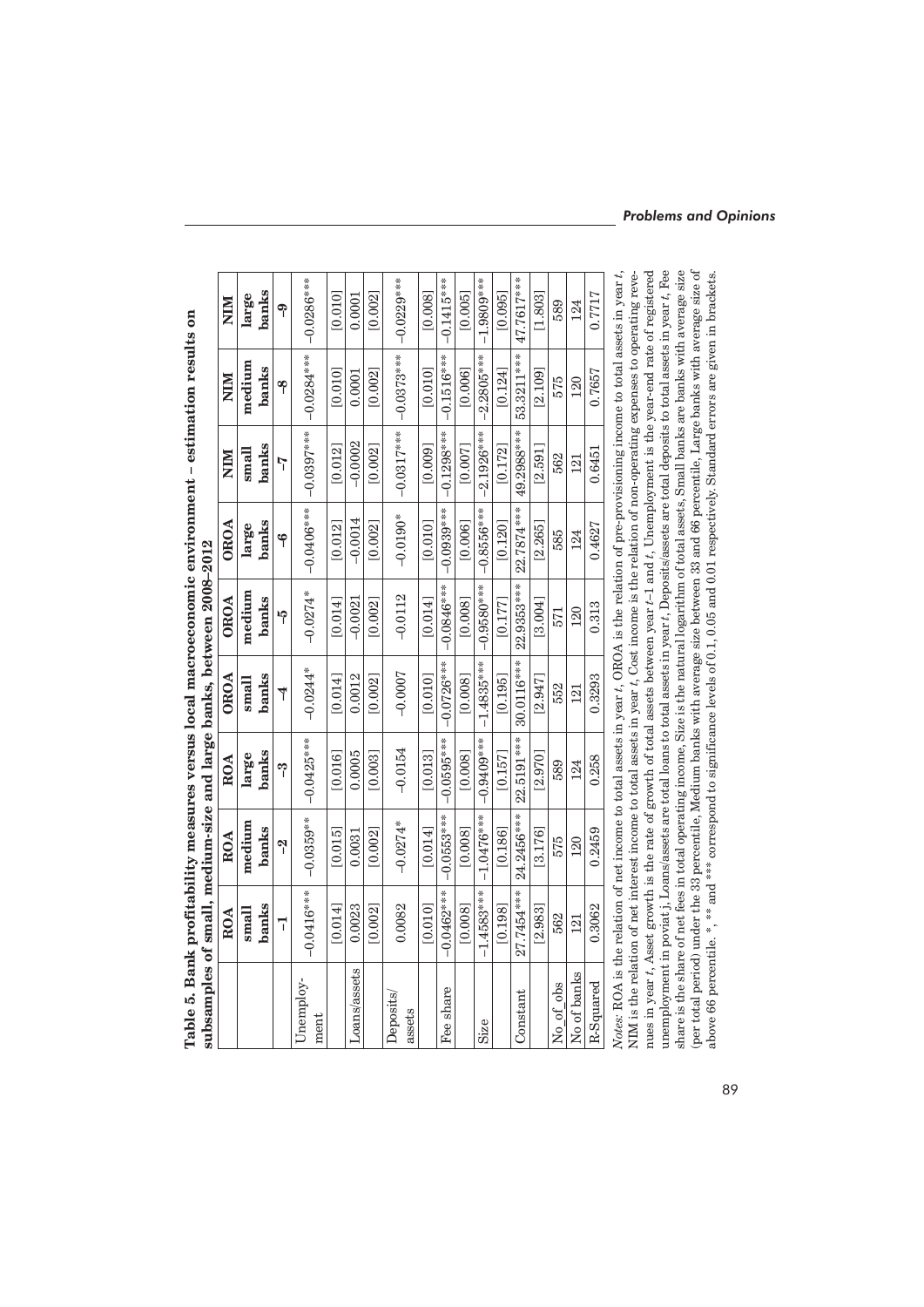**Table 5. Bank profitability measures versus local macroeconomic environment – estimation results on subsamples of small, medium-size and large banks, between 2008–2012**

| | ROA | ROA | ROA | OROA | OROA | OROA | NIM | NIM | NIM |
|---|---|---|---|---|---|---|---|---|---|
| | small banks | medium banks | large banks | small banks | medium banks | large banks | small banks | medium banks | large banks |
| | -1 | -2 | -3 | -4 | -5 | -6 | -7 | -8 | -9 |
| Unemployment | −0.0416*** | −0.0359** | −0.0425*** | −0.0244* | −0.0274* | −0.0406*** | −0.0397*** | −0.0284*** | −0.0286*** |
| | [0.014] | [0.015] | [0.016] | [0.014] | [0.014] | [0.012] | [0.012] | [0.010] | [0.010] |
| Loans/assets | 0.0023 | 0.0031 | 0.0005 | 0.0012 | −0.0021 | −0.0014 | −0.0002 | 0.0001 | 0.0001 |
| | [0.002] | [0.002] | [0.003] | [0.002] | [0.002] | [0.002] | [0.002] | [0.002] | [0.002] |
| Deposits/assets | 0.0082 | −0.0274* | −0.0154 | −0.0007 | −0.0112 | −0.0190* | −0.0317*** | −0.0373*** | −0.0229*** |
| | [0.010] | [0.014] | [0.013] | [0.010] | [0.014] | [0.010] | [0.009] | [0.010] | [0.008] |
| Fee share | −0.0462*** | −0.0553*** | −0.0595*** | −0.0726*** | −0.0846*** | −0.0939*** | −0.1298*** | −0.1516*** | −0.1415*** |
| | [0.008] | [0.008] | [0.008] | [0.008] | [0.008] | [0.006] | [0.007] | [0.006] | [0.005] |
| Size | −1.4583*** | −1.0476*** | −0.9409*** | −1.4835*** | −0.9580*** | −0.8556*** | −2.1926*** | −2.2805*** | −1.9809*** |
| | [0.198] | [0.186] | [0.157] | [0.195] | [0.177] | [0.120] | [0.172] | [0.124] | [0.095] |
| Constant | 27.7454*** | 24.2456*** | 22.5191*** | 30.0116*** | 22.9353*** | 22.7874*** | 49.2988*** | 53.3211*** | 47.7617*** |
| | [2.983] | [3.176] | [2.970] | [2.947] | [3.004] | [2.265] | [2.591] | [2.109] | [1.803] |
| No_of_obs | 562 | 575 | 589 | 552 | 571 | 585 | 562 | 575 | 589 |
| No of banks | 121 | 120 | 124 | 121 | 120 | 124 | 121 | 120 | 124 |
| R-Squared | 0.3062 | 0.2459 | 0.258 | 0.3293 | 0.313 | 0.4627 | 0.6451 | 0.7657 | 0.7717 |

*Notes:* ROA is the relation of net income to total assets in year *t*, OROA is the relation of pre-provisioning income to total assets in year *t*, NIM is the relation of net interest income to total assets in year *t*, Cost income is the relation of non-operating expenses to operating revenues in year *t*, Asset growth is the rate of growth of total assets between year *t*–1 and *t*, Unemployment is the year-end rate of registered unemployment in poviat j, Loans/assets are total loans to total assets in year *t*, Deposits/assets are total deposits to total assets in year *t*, Fee share is the share of net fees in total operating income, Size is the natural logarithm of total assets, Small banks are banks with average size (per total period) under the 33 percentile, Medium banks with average size between 33 and 66 percentile, Large banks with average size of above 66 percentile. *, ** and *** correspond to significance levels of 0.1, 0.05 and 0.01 respectively. Standard errors are given in brackets.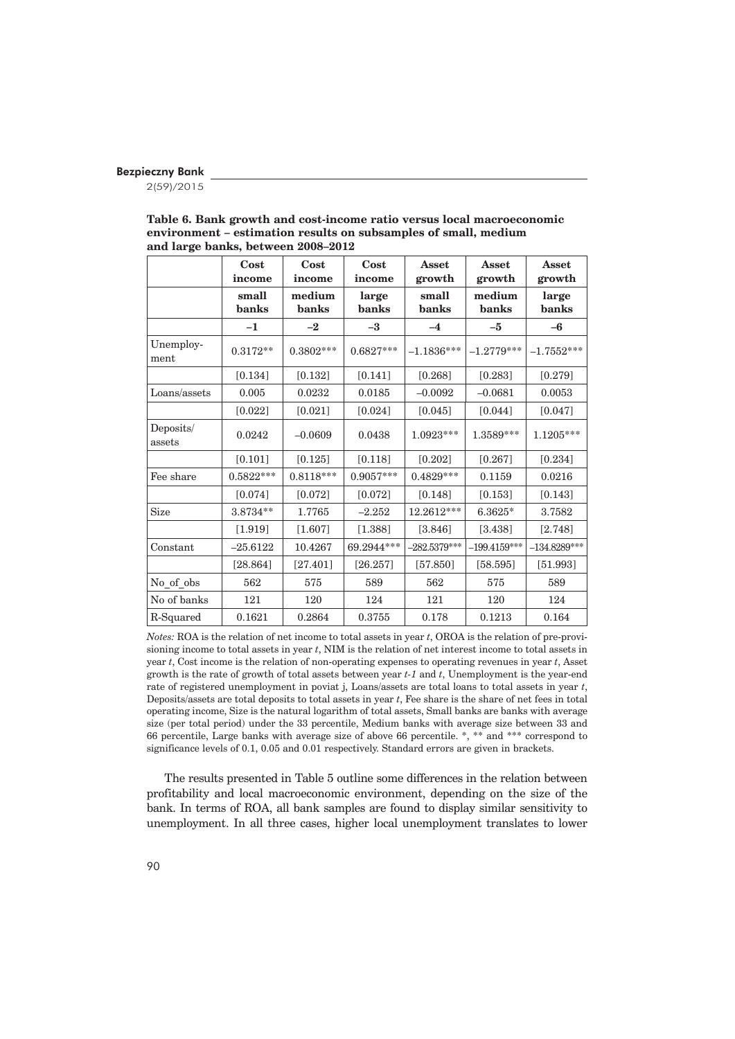**Table 6. Bank growth and cost-income ratio versus local macroeconomic environment – estimation results on subsamples of small, medium and large banks, between 2008–2012**

| | Cost income | Cost income | Cost income | Asset growth | Asset growth | Asset growth |
|---|---|---|---|---|---|---|
| | small banks | medium banks | large banks | small banks | medium banks | large banks |
| | –1 | –2 | –3 | –4 | –5 | –6 |
| Unemployment | 0.3172** | 0.3802*** | 0.6827*** | –1.1836*** | –1.2779*** | –1.7552*** |
| | [0.134] | [0.132] | [0.141] | [0.268] | [0.283] | [0.279] |
| Loans/assets | 0.005 | 0.0232 | 0.0185 | –0.0092 | –0.0681 | 0.0053 |
| | [0.022] | [0.021] | [0.024] | [0.045] | [0.044] | [0.047] |
| Deposits/assets | 0.0242 | –0.0609 | 0.0438 | 1.0923*** | 1.3589*** | 1.1205*** |
| | [0.101] | [0.125] | [0.118] | [0.202] | [0.267] | [0.234] |
| Fee share | 0.5822*** | 0.8118*** | 0.9057*** | 0.4829*** | 0.1159 | 0.0216 |
| | [0.074] | [0.072] | [0.072] | [0.148] | [0.153] | [0.143] |
| Size | 3.8734** | 1.7765 | –2.252 | 12.2612*** | 6.3625* | 3.7582 |
| | [1.919] | [1.607] | [1.388] | [3.846] | [3.438] | [2.748] |
| Constant | –25.6122 | 10.4267 | 69.2944*** | –282.5379*** | –199.4159*** | –134.8289*** |
| | [28.864] | [27.401] | [26.257] | [57.850] | [58.595] | [51.993] |
| No_of_obs | 562 | 575 | 589 | 562 | 575 | 589 |
| No of banks | 121 | 120 | 124 | 121 | 120 | 124 |
| R-Squared | 0.1621 | 0.2864 | 0.3755 | 0.178 | 0.1213 | 0.164 |

*Notes:* ROA is the relation of net income to total assets in year *t*, OROA is the relation of pre-provisioning income to total assets in year *t*, NIM is the relation of net interest income to total assets in year *t*, Cost income is the relation of non-operating expenses to operating revenues in year *t*, Asset growth is the rate of growth of total assets between year *t-1* and *t*, Unemployment is the year-end rate of registered unemployment in poviat j, Loans/assets are total loans to total assets in year *t*, Deposits/assets are total deposits to total assets in year *t*, Fee share is the share of net fees in total operating income, Size is the natural logarithm of total assets, Small banks are banks with average size (per total period) under the 33 percentile, Medium banks with average size between 33 and 66 percentile, Large banks with average size of above 66 percentile. *, ** and *** correspond to significance levels of 0.1, 0.05 and 0.01 respectively. Standard errors are given in brackets.

The results presented in Table 5 outline some differences in the relation between profitability and local macroeconomic environment, depending on the size of the bank. In terms of ROA, all bank samples are found to display similar sensitivity to unemployment. In all three cases, higher local unemployment translates to lower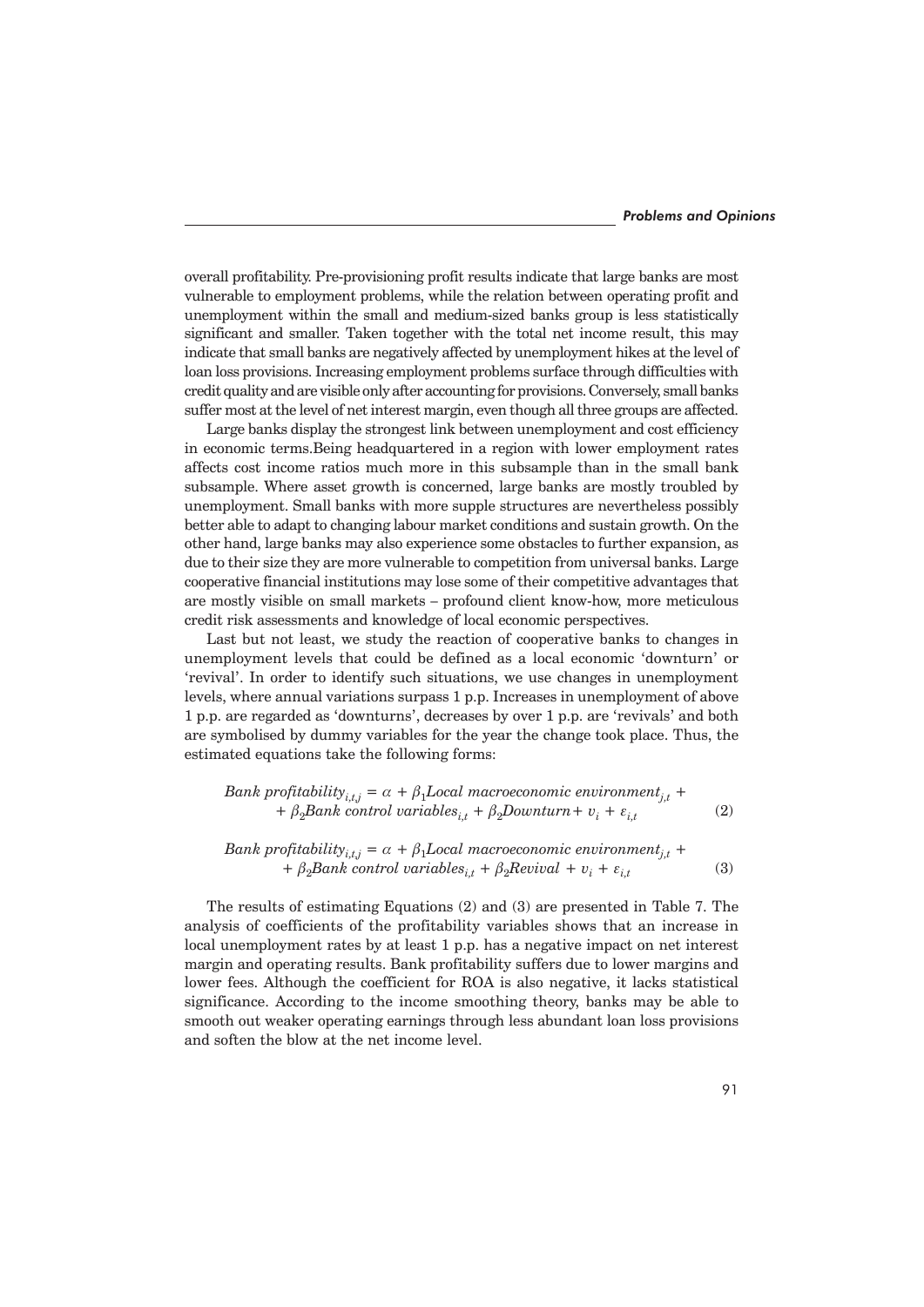overall profitability. Pre-provisioning profit results indicate that large banks are most vulnerable to employment problems, while the relation between operating profit and unemployment within the small and medium-sized banks group is less statistically significant and smaller. Taken together with the total net income result, this may indicate that small banks are negatively affected by unemployment hikes at the level of loan loss provisions. Increasing employment problems surface through difficulties with credit quality and are visible only after accounting for provisions. Conversely, small banks suffer most at the level of net interest margin, even though all three groups are affected.

Large banks display the strongest link between unemployment and cost efficiency in economic terms.Being headquartered in a region with lower employment rates affects cost income ratios much more in this subsample than in the small bank subsample. Where asset growth is concerned, large banks are mostly troubled by unemployment. Small banks with more supple structures are nevertheless possibly better able to adapt to changing labour market conditions and sustain growth. On the other hand, large banks may also experience some obstacles to further expansion, as due to their size they are more vulnerable to competition from universal banks. Large cooperative financial institutions may lose some of their competitive advantages that are mostly visible on small markets – profound client know-how, more meticulous credit risk assessments and knowledge of local economic perspectives.

Last but not least, we study the reaction of cooperative banks to changes in unemployment levels that could be defined as a local economic 'downturn' or 'revival'. In order to identify such situations, we use changes in unemployment levels, where annual variations surpass 1 p.p. Increases in unemployment of above 1 p.p. are regarded as 'downturns', decreases by over 1 p.p. are 'revivals' and both are symbolised by dummy variables for the year the change took place. Thus, the estimated equations take the following forms:

$$Bank\ profitability_{i,t,j} = \alpha + \beta_1 Local\ macroeconomic\ environment_{j,t} + \beta_2 Bank\ control\ variables_{i,t} + \beta_2 Downturn + v_i + \varepsilon_{i,t} \quad (2)$$

$$Bank\ profitability_{i,t,j} = \alpha + \beta_1 Local\ macroeconomic\ environment_{j,t} + \beta_2 Bank\ control\ variables_{i,t} + \beta_2 Revival + v_i + \varepsilon_{i,t} \quad (3)$$

The results of estimating Equations (2) and (3) are presented in Table 7. The analysis of coefficients of the profitability variables shows that an increase in local unemployment rates by at least 1 p.p. has a negative impact on net interest margin and operating results. Bank profitability suffers due to lower margins and lower fees. Although the coefficient for ROA is also negative, it lacks statistical significance. According to the income smoothing theory, banks may be able to smooth out weaker operating earnings through less abundant loan loss provisions and soften the blow at the net income level.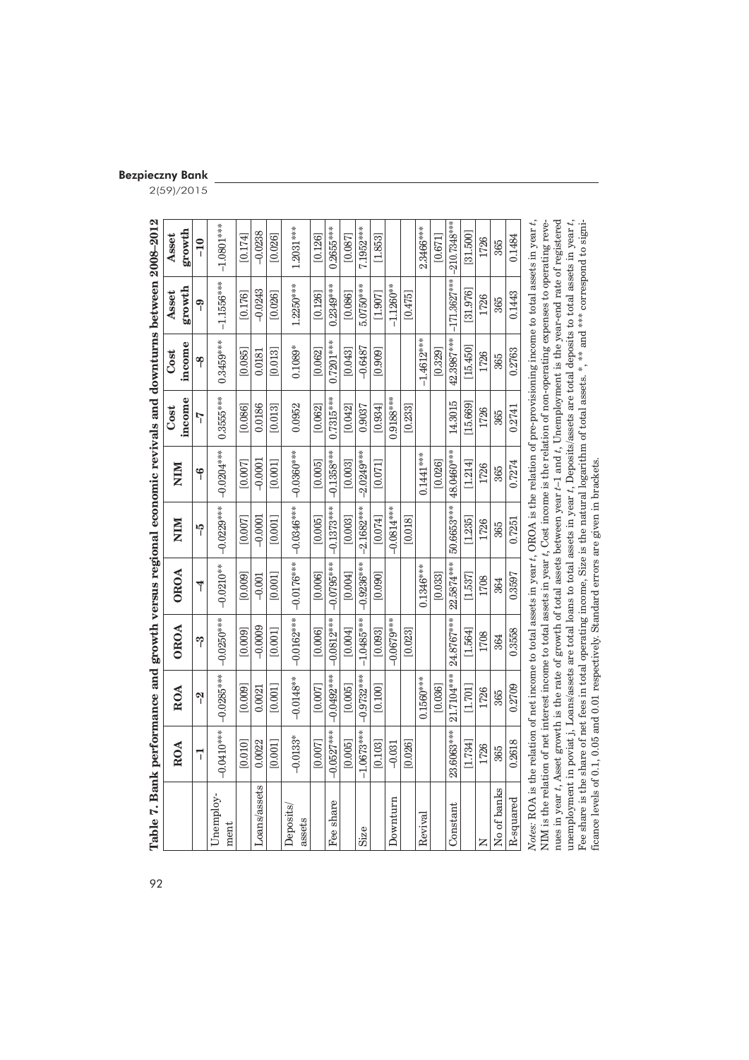**Table 7. Bank performance and growth versus regional economic revivals and downturns between 2008–2012**

| | ROA | ROA | OROA | OROA | NIM | NIM | Cost income | Cost income | Asset growth | Asset growth |
|---|---|---|---|---|---|---|---|---|---|---|
| | -1 | -2 | -3 | -4 | -5 | -6 | -7 | -8 | -9 | -10 |
| Unemployment | -0.0410*** | -0.0285*** | -0.0250*** | -0.0210** | -0.0229*** | -0.0204*** | 0.3555*** | 0.3459*** | -1.1556*** | -1.0801*** |
| | [0.010] | [0.009] | [0.009] | [0.009] | [0.007] | [0.007] | [0.086] | [0.085] | [0.176] | [0.174] |
| Loans/assets | 0.0022 | 0.0021 | -0.0009 | -0.001 | -0.0001 | -0.0001 | 0.0186 | 0.0181 | -0.0243 | -0.0238 |
| | [0.001] | [0.001] | [0.001] | [0.001] | [0.001] | [0.001] | [0.013] | [0.013] | [0.026] | [0.026] |
| Deposits/assets | -0.0133* | -0.0148** | -0.0162*** | -0.0176*** | -0.0346*** | -0.0360*** | 0.0952 | 0.1089* | 1.2250*** | 1.2031*** |
| | [0.007] | [0.007] | [0.006] | [0.006] | [0.005] | [0.005] | [0.062] | [0.062] | [0.126] | [0.126] |
| Fee share | -0.0527*** | -0.0492*** | -0.0812*** | -0.0795*** | -0.1373*** | -0.1358*** | 0.7315*** | 0.7201*** | 0.2349*** | 0.2655*** |
| | [0.005] | [0.005] | [0.004] | [0.004] | [0.003] | [0.003] | [0.042] | [0.043] | [0.086] | [0.087] |
| Size | -1.0673*** | -0.9732*** | -1.0485*** | -0.9236*** | -2.1682*** | -2.0249*** | 0.9037 | -0.6487 | 5.0750*** | 7.1952*** |
| | [0.103] | [0.100] | [0.093] | [0.090] | [0.074] | [0.071] | [0.934] | [0.909] | [1.907] | [1.853] |
| Downturn | -0.031 | | -0.0679*** | | -0.0814*** | | 0.9188*** | | -1.1260** | |
| | [0.026] | | [0.023] | | [0.018] | | [0.233] | | [0.475] | |
| Revival | | 0.1560*** | | 0.1346*** | | 0.1441*** | | -1.4612*** | | 2.3466*** |
| | | [0.036] | | [0.033] | | [0.026] | | [0.329] | | [0.671] |
| Constant | 23.6063*** | 21.7104*** | 24.8767*** | 22.5874*** | 50.6653*** | 48.0460*** | 14.3015 | 42.3987*** | -171.3627*** | -210.7348*** |
| | [1.734] | [1.701] | [1.564] | [1.537] | [1.235] | [1.214] | [15.669] | [15.450] | [31.976] | [31.500] |
| N | 1726 | 1726 | 1708 | 1708 | 1726 | 1726 | 1726 | 1726 | 1726 | 1726 |
| No of banks | 365 | 365 | 364 | 364 | 365 | 365 | 365 | 365 | 365 | 365 |
| R-squared | 0.2618 | 0.2709 | 0.3558 | 0.3597 | 0.7251 | 0.7274 | 0.2741 | 0.2763 | 0.1443 | 0.1484 |

*Notes:* ROA is the relation of net income to total assets in year $t$, OROA is the relation of pre-provisioning income to total assets in year $t$, NIM is the relation of net interest income to total assets in year $t$, Cost income is the relation of non-operating expenses to operating revenues in year $t$, Asset growth is the rate of growth of total assets between year $t$–1 and $t$, Unemployment is the year-end rate of registered unemployment in poviat j, Loans/assets are total loans to total assets in year $t$, Deposits/assets are total deposits to total assets in year $t$, Fee share is the share of net fees in total operating income, Size is the natural logarithm of total assets. *, ** and *** correspond to significance levels of 0.1, 0.05 and 0.01 respectively. Standard errors are given in brackets.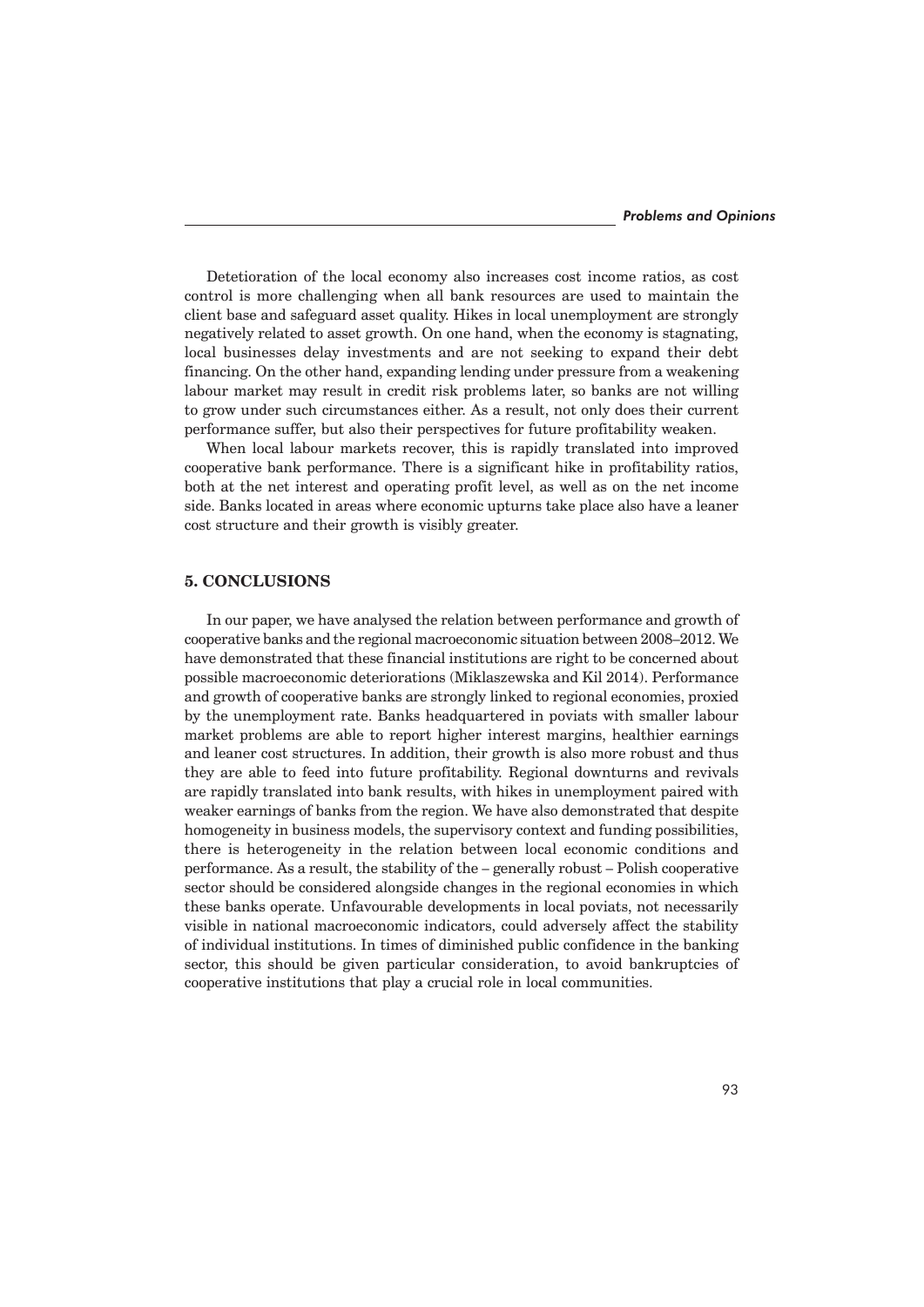Detetioration of the local economy also increases cost income ratios, as cost control is more challenging when all bank resources are used to maintain the client base and safeguard asset quality. Hikes in local unemployment are strongly negatively related to asset growth. On one hand, when the economy is stagnating, local businesses delay investments and are not seeking to expand their debt financing. On the other hand, expanding lending under pressure from a weakening labour market may result in credit risk problems later, so banks are not willing to grow under such circumstances either. As a result, not only does their current performance suffer, but also their perspectives for future profitability weaken.

When local labour markets recover, this is rapidly translated into improved cooperative bank performance. There is a significant hike in profitability ratios, both at the net interest and operating profit level, as well as on the net income side. Banks located in areas where economic upturns take place also have a leaner cost structure and their growth is visibly greater.

## 5. CONCLUSIONS

In our paper, we have analysed the relation between performance and growth of cooperative banks and the regional macroeconomic situation between 2008–2012. We have demonstrated that these financial institutions are right to be concerned about possible macroeconomic deteriorations (Miklaszewska and Kil 2014). Performance and growth of cooperative banks are strongly linked to regional economies, proxied by the unemployment rate. Banks headquartered in poviats with smaller labour market problems are able to report higher interest margins, healthier earnings and leaner cost structures. In addition, their growth is also more robust and thus they are able to feed into future profitability. Regional downturns and revivals are rapidly translated into bank results, with hikes in unemployment paired with weaker earnings of banks from the region. We have also demonstrated that despite homogeneity in business models, the supervisory context and funding possibilities, there is heterogeneity in the relation between local economic conditions and performance. As a result, the stability of the – generally robust – Polish cooperative sector should be considered alongside changes in the regional economies in which these banks operate. Unfavourable developments in local poviats, not necessarily visible in national macroeconomic indicators, could adversely affect the stability of individual institutions. In times of diminished public confidence in the banking sector, this should be given particular consideration, to avoid bankruptcies of cooperative institutions that play a crucial role in local communities.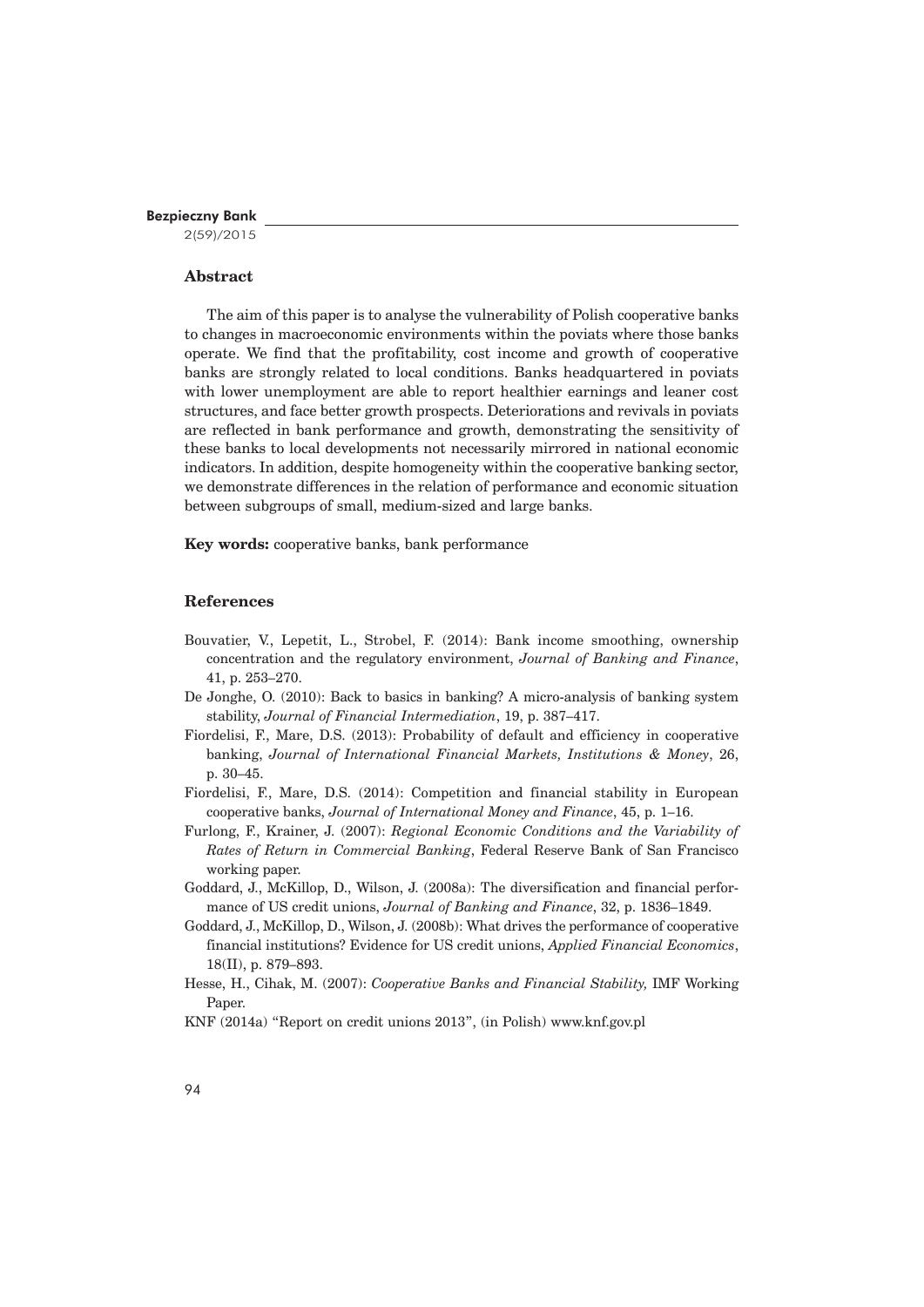## Abstract

The aim of this paper is to analyse the vulnerability of Polish cooperative banks to changes in macroeconomic environments within the poviats where those banks operate. We find that the profitability, cost income and growth of cooperative banks are strongly related to local conditions. Banks headquartered in poviats with lower unemployment are able to report healthier earnings and leaner cost structures, and face better growth prospects. Deteriorations and revivals in poviats are reflected in bank performance and growth, demonstrating the sensitivity of these banks to local developments not necessarily mirrored in national economic indicators. In addition, despite homogeneity within the cooperative banking sector, we demonstrate differences in the relation of performance and economic situation between subgroups of small, medium-sized and large banks.

**Key words:** cooperative banks, bank performance

## References

Bouvatier, V., Lepetit, L., Strobel, F. (2014): Bank income smoothing, ownership concentration and the regulatory environment, *Journal of Banking and Finance*, 41, p. 253–270.

De Jonghe, O. (2010): Back to basics in banking? A micro-analysis of banking system stability, *Journal of Financial Intermediation*, 19, p. 387–417.

Fiordelisi, F., Mare, D.S. (2013): Probability of default and efficiency in cooperative banking, *Journal of International Financial Markets, Institutions & Money*, 26, p. 30–45.

Fiordelisi, F., Mare, D.S. (2014): Competition and financial stability in European cooperative banks, *Journal of International Money and Finance*, 45, p. 1–16.

Furlong, F., Krainer, J. (2007): *Regional Economic Conditions and the Variability of Rates of Return in Commercial Banking*, Federal Reserve Bank of San Francisco working paper.

Goddard, J., McKillop, D., Wilson, J. (2008a): The diversification and financial performance of US credit unions, *Journal of Banking and Finance*, 32, p. 1836–1849.

Goddard, J., McKillop, D., Wilson, J. (2008b): What drives the performance of cooperative financial institutions? Evidence for US credit unions, *Applied Financial Economics*, 18(II), p. 879–893.

Hesse, H., Cihak, M. (2007): *Cooperative Banks and Financial Stability,* IMF Working Paper.

KNF (2014a) "Report on credit unions 2013", (in Polish) www.knf.gov.pl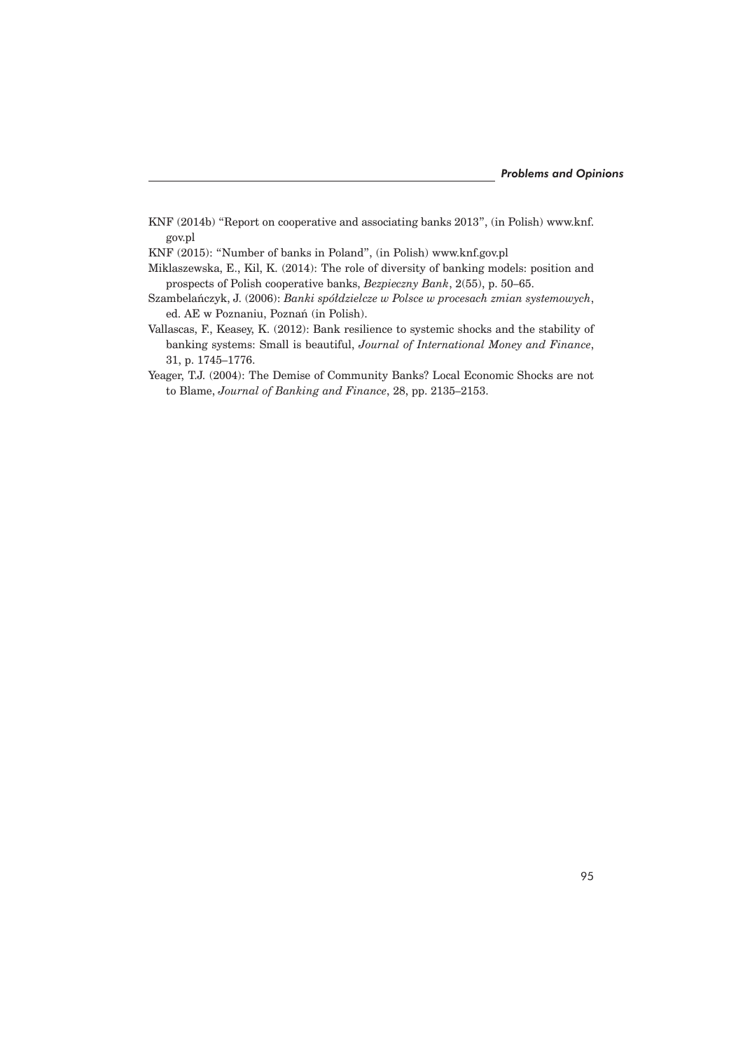KNF (2014b) "Report on cooperative and associating banks 2013", (in Polish) www.knf.gov.pl

KNF (2015): "Number of banks in Poland", (in Polish) www.knf.gov.pl

Miklaszewska, E., Kil, K. (2014): The role of diversity of banking models: position and prospects of Polish cooperative banks, *Bezpieczny Bank*, 2(55), p. 50–65.

Szambelańczyk, J. (2006): *Banki spółdzielcze w Polsce w procesach zmian systemowych*, ed. AE w Poznaniu, Poznań (in Polish).

Vallascas, F., Keasey, K. (2012): Bank resilience to systemic shocks and the stability of banking systems: Small is beautiful, *Journal of International Money and Finance*, 31, p. 1745–1776.

Yeager, T.J. (2004): The Demise of Community Banks? Local Economic Shocks are not to Blame, *Journal of Banking and Finance*, 28, pp. 2135–2153.